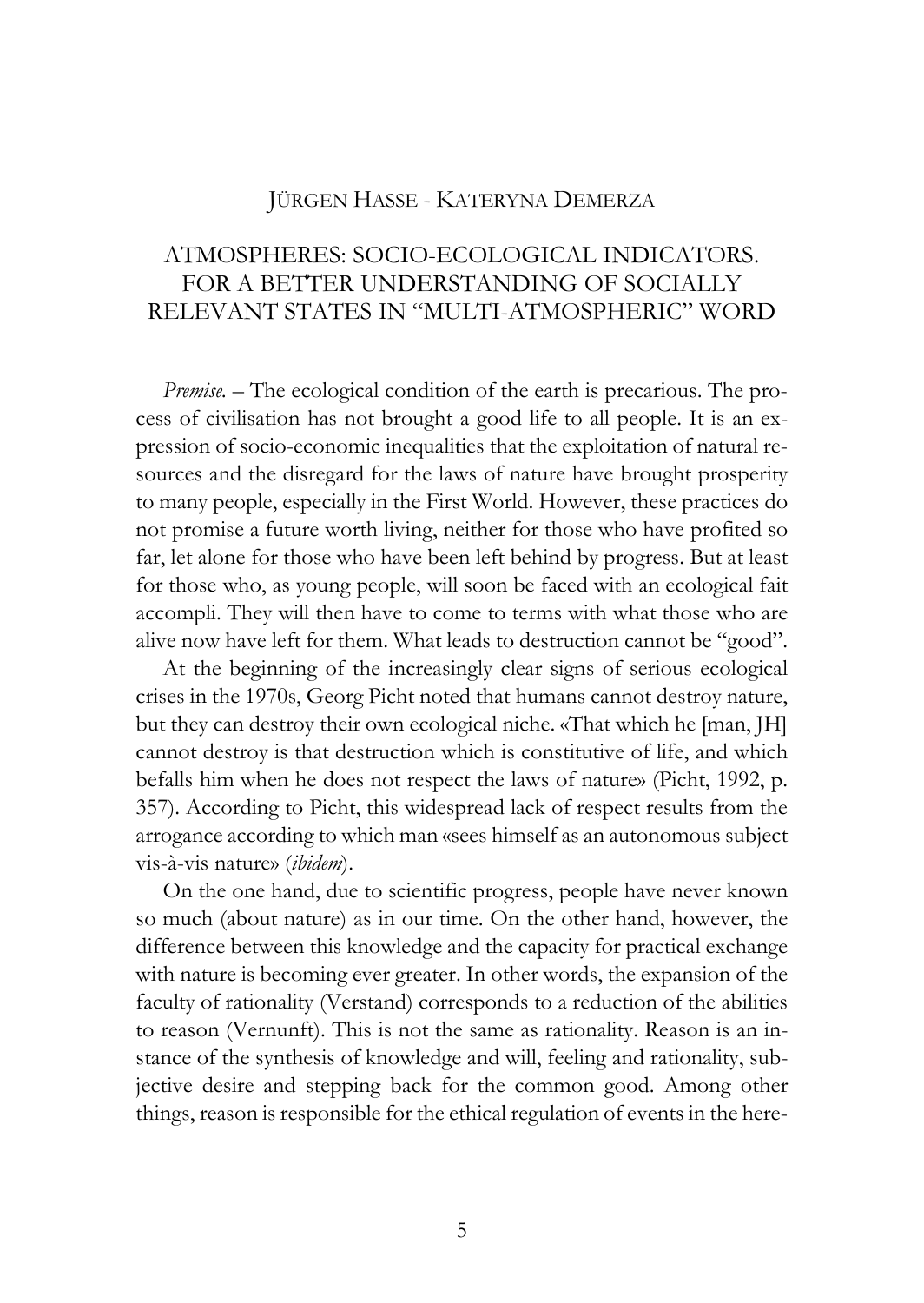JÜRGEN HASSE - KATERYNA DEMERZA

# ATMOSPHERES: SOCIO-ECOLOGICAL INDICATORS. FOR A BETTER UNDERSTANDING OF SOCIALLY RELEVANT STATES IN "MULTI-ATMOSPHERIC" WORD

*Premise.* – The ecological condition of the earth is precarious. The process of civilisation has not brought a good life to all people. It is an expression of socio-economic inequalities that the exploitation of natural resources and the disregard for the laws of nature have brought prosperity to many people, especially in the First World. However, these practices do not promise a future worth living, neither for those who have profited so far, let alone for those who have been left behind by progress. But at least for those who, as young people, will soon be faced with an ecological fait accompli. They will then have to come to terms with what those who are alive now have left for them. What leads to destruction cannot be "good".

At the beginning of the increasingly clear signs of serious ecological crises in the 1970s, Georg Picht noted that humans cannot destroy nature, but they can destroy their own ecological niche. «That which he [man, JH] cannot destroy is that destruction which is constitutive of life, and which befalls him when he does not respect the laws of nature» (Picht, 1992, p. 357). According to Picht, this widespread lack of respect results from the arrogance according to which man «sees himself as an autonomous subject vis-à-vis nature» (*ibidem*).

On the one hand, due to scientific progress, people have never known so much (about nature) as in our time. On the other hand, however, the difference between this knowledge and the capacity for practical exchange with nature is becoming ever greater. In other words, the expansion of the faculty of rationality (Verstand) corresponds to a reduction of the abilities to reason (Vernunft). This is not the same as rationality. Reason is an instance of the synthesis of knowledge and will, feeling and rationality, subjective desire and stepping back for the common good. Among other things, reason is responsible for the ethical regulation of events in the here-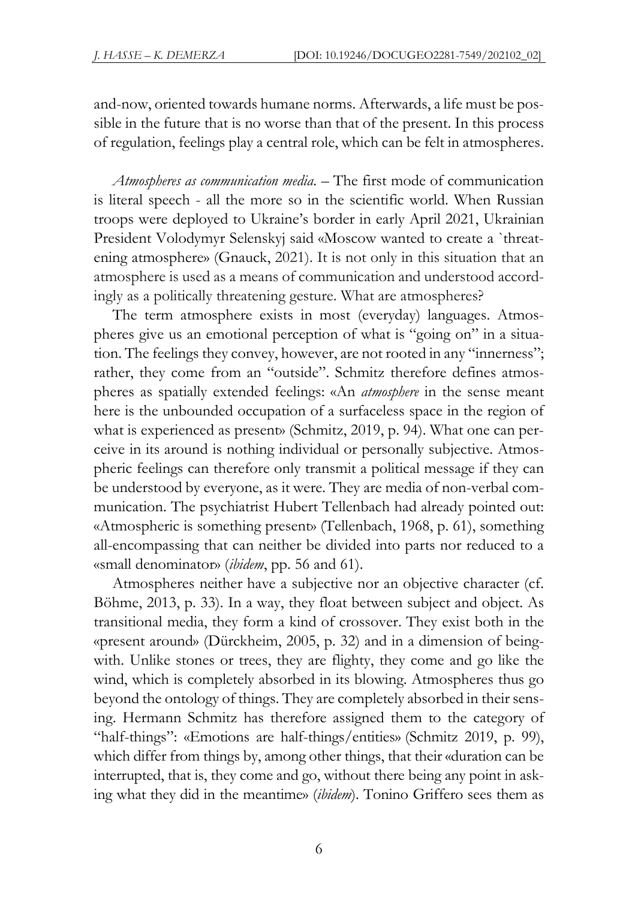and-now, oriented towards humane norms. Afterwards, a life must be possible in the future that is no worse than that of the present. In this process of regulation, feelings play a central role, which can be felt in atmospheres.

*Atmospheres as communication media.* – The first mode of communication is literal speech - all the more so in the scientific world. When Russian troops were deployed to Ukraine's border in early April 2021, Ukrainian President Volodymyr Selenskyj said «Moscow wanted to create a `threatening atmosphere» (Gnauck, 2021). It is not only in this situation that an atmosphere is used as a means of communication and understood accordingly as a politically threatening gesture. What are atmospheres?

The term atmosphere exists in most (everyday) languages. Atmospheres give us an emotional perception of what is "going on" in a situation. The feelings they convey, however, are not rooted in any "innerness"; rather, they come from an "outside". Schmitz therefore defines atmospheres as spatially extended feelings: «An *atmosphere* in the sense meant here is the unbounded occupation of a surfaceless space in the region of what is experienced as present» (Schmitz, 2019, p. 94). What one can perceive in its around is nothing individual or personally subjective. Atmospheric feelings can therefore only transmit a political message if they can be understood by everyone, as it were. They are media of non-verbal communication. The psychiatrist Hubert Tellenbach had already pointed out: «Atmospheric is something present» (Tellenbach, 1968, p. 61), something all-encompassing that can neither be divided into parts nor reduced to a «small denominator» (*ibidem*, pp. 56 and 61).

Atmospheres neither have a subjective nor an objective character (cf. Böhme, 2013, p. 33). In a way, they float between subject and object. As transitional media, they form a kind of crossover. They exist both in the «present around» (Dürckheim, 2005, p. 32) and in a dimension of being-with. Unlike stones or trees, they are flighty, they come and go like the wind, which is completely absorbed in its blowing. Atmospheres thus go beyond the ontology of things. They are completely absorbed in their sensing. Hermann Schmitz has therefore assigned them to the category of "half-things": «Emotions are half-things/entities» (Schmitz 2019, p. 99), which differ from things by, among other things, that their «duration can be interrupted, that is, they come and go, without there being any point in asking what they did in the meantime» (*ibidem*). Tonino Griffero sees them as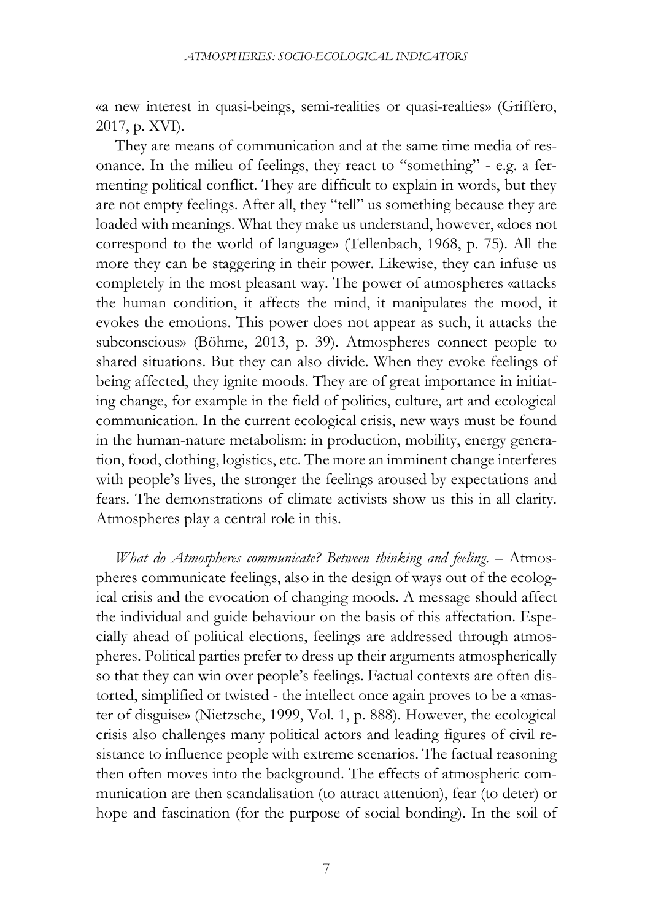«a new interest in quasi-beings, semi-realities or quasi-realties» (Griffero, 2017, p. XVI).

They are means of communication and at the same time media of resonance. In the milieu of feelings, they react to "something" - e.g. a fermenting political conflict. They are difficult to explain in words, but they are not empty feelings. After all, they "tell" us something because they are loaded with meanings. What they make us understand, however, «does not correspond to the world of language» (Tellenbach, 1968, p. 75). All the more they can be staggering in their power. Likewise, they can infuse us completely in the most pleasant way. The power of atmospheres «attacks the human condition, it affects the mind, it manipulates the mood, it evokes the emotions. This power does not appear as such, it attacks the subconscious» (Böhme, 2013, p. 39). Atmospheres connect people to shared situations. But they can also divide. When they evoke feelings of being affected, they ignite moods. They are of great importance in initiating change, for example in the field of politics, culture, art and ecological communication. In the current ecological crisis, new ways must be found in the human-nature metabolism: in production, mobility, energy generation, food, clothing, logistics, etc. The more an imminent change interferes with people's lives, the stronger the feelings aroused by expectations and fears. The demonstrations of climate activists show us this in all clarity. Atmospheres play a central role in this.

*What do Atmospheres communicate? Between thinking and feeling.* – Atmospheres communicate feelings, also in the design of ways out of the ecological crisis and the evocation of changing moods. A message should affect the individual and guide behaviour on the basis of this affectation. Especially ahead of political elections, feelings are addressed through atmospheres. Political parties prefer to dress up their arguments atmospherically so that they can win over people's feelings. Factual contexts are often distorted, simplified or twisted - the intellect once again proves to be a «master of disguise» (Nietzsche, 1999, Vol. 1, p. 888). However, the ecological crisis also challenges many political actors and leading figures of civil resistance to influence people with extreme scenarios. The factual reasoning then often moves into the background. The effects of atmospheric communication are then scandalisation (to attract attention), fear (to deter) or hope and fascination (for the purpose of social bonding). In the soil of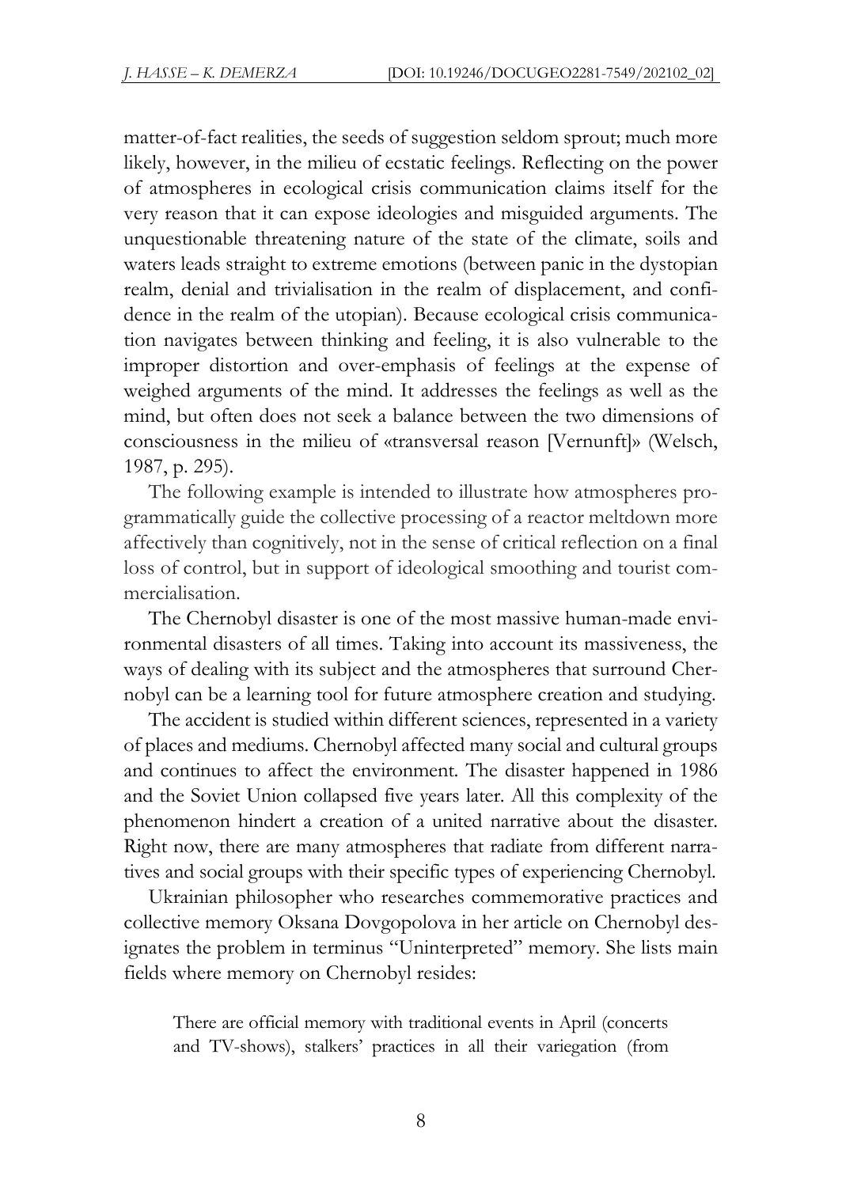matter-of-fact realities, the seeds of suggestion seldom sprout; much more likely, however, in the milieu of ecstatic feelings. Reflecting on the power of atmospheres in ecological crisis communication claims itself for the very reason that it can expose ideologies and misguided arguments. The unquestionable threatening nature of the state of the climate, soils and waters leads straight to extreme emotions (between panic in the dystopian realm, denial and trivialisation in the realm of displacement, and confidence in the realm of the utopian). Because ecological crisis communication navigates between thinking and feeling, it is also vulnerable to the improper distortion and over-emphasis of feelings at the expense of weighed arguments of the mind. It addresses the feelings as well as the mind, but often does not seek a balance between the two dimensions of consciousness in the milieu of «transversal reason [Vernunft]» (Welsch, 1987, p. 295).

The following example is intended to illustrate how atmospheres programmatically guide the collective processing of a reactor meltdown more affectively than cognitively, not in the sense of critical reflection on a final loss of control, but in support of ideological smoothing and tourist commercialisation.

The Chernobyl disaster is one of the most massive human-made environmental disasters of all times. Taking into account its massiveness, the ways of dealing with its subject and the atmospheres that surround Chernobyl can be a learning tool for future atmosphere creation and studying.

The accident is studied within different sciences, represented in a variety of places and mediums. Chernobyl affected many social and cultural groups and continues to affect the environment. The disaster happened in 1986 and the Soviet Union collapsed five years later. All this complexity of the phenomenon hindert a creation of a united narrative about the disaster. Right now, there are many atmospheres that radiate from different narratives and social groups with their specific types of experiencing Chernobyl.

Ukrainian philosopher who researches commemorative practices and collective memory Oksana Dovgopolova in her article on Chernobyl designates the problem in terminus "Uninterpreted" memory. She lists main fields where memory on Chernobyl resides:

> There are official memory with traditional events in April (concerts and TV-shows), stalkers' practices in all their variegation (from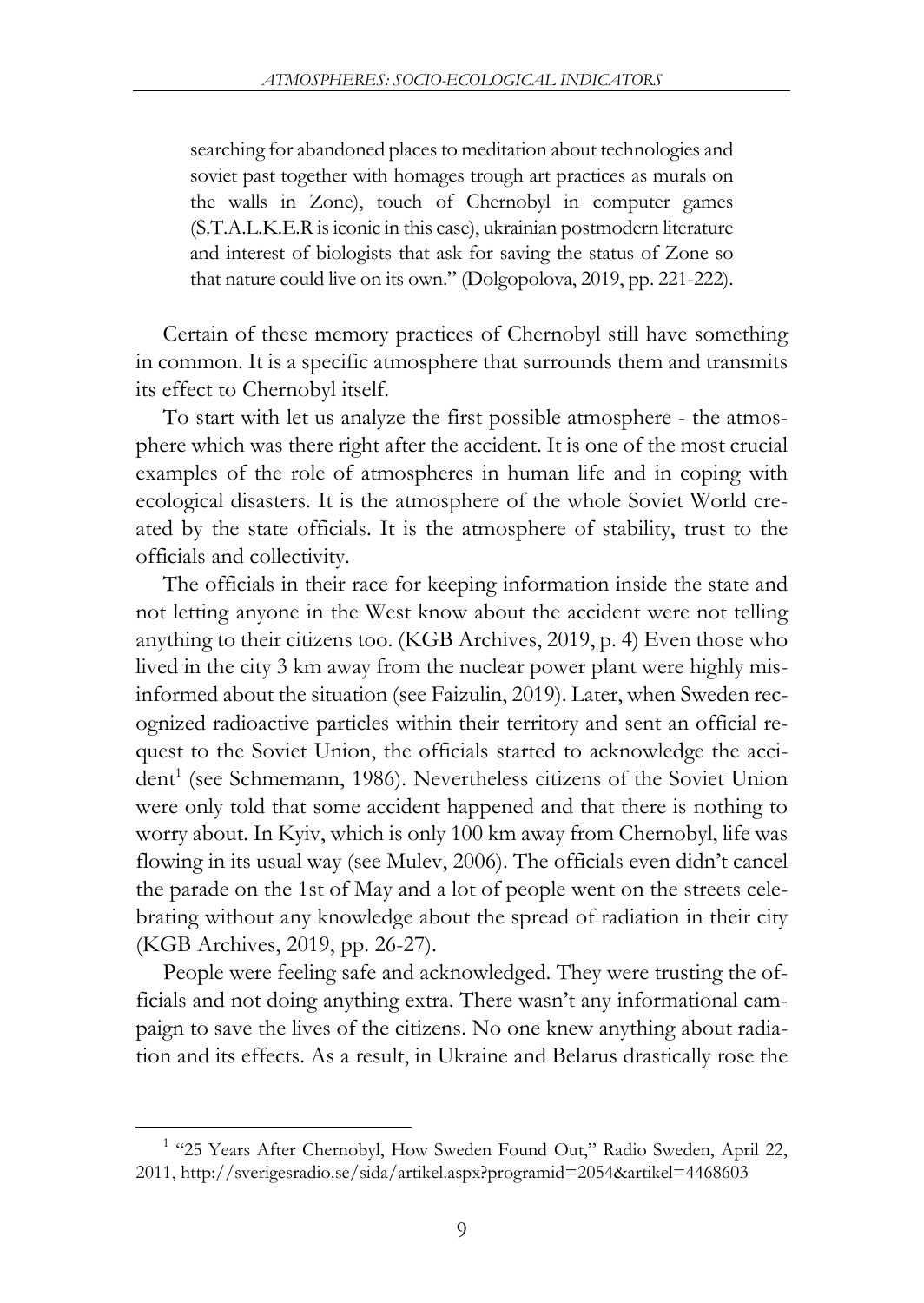> searching for abandoned places to meditation about technologies and soviet past together with homages trough art practices as murals on the walls in Zone), touch of Chernobyl in computer games (S.T.A.L.K.E.R is iconic in this case), ukrainian postmodern literature and interest of biologists that ask for saving the status of Zone so that nature could live on its own." (Dolgopolova, 2019, pp. 221-222).

Certain of these memory practices of Chernobyl still have something in common. It is a specific atmosphere that surrounds them and transmits its effect to Chernobyl itself.

To start with let us analyze the first possible atmosphere - the atmosphere which was there right after the accident. It is one of the most crucial examples of the role of atmospheres in human life and in coping with ecological disasters. It is the atmosphere of the whole Soviet World created by the state officials. It is the atmosphere of stability, trust to the officials and collectivity.

The officials in their race for keeping information inside the state and not letting anyone in the West know about the accident were not telling anything to their citizens too. (KGB Archives, 2019, p. 4) Even those who lived in the city 3 km away from the nuclear power plant were highly misinformed about the situation (see Faizulin, 2019). Later, when Sweden recognized radioactive particles within their territory and sent an official request to the Soviet Union, the officials started to acknowledge the accident[1] (see Schmemann, 1986). Nevertheless citizens of the Soviet Union were only told that some accident happened and that there is nothing to worry about. In Kyiv, which is only 100 km away from Chernobyl, life was flowing in its usual way (see Mulev, 2006). The officials even didn't cancel the parade on the 1st of May and a lot of people went on the streets celebrating without any knowledge about the spread of radiation in their city (KGB Archives, 2019, pp. 26-27).

People were feeling safe and acknowledged. They were trusting the officials and not doing anything extra. There wasn't any informational campaign to save the lives of the citizens. No one knew anything about radiation and its effects. As a result, in Ukraine and Belarus drastically rose the

[1] "25 Years After Chernobyl, How Sweden Found Out," Radio Sweden, April 22, 2011, http://sverigesradio.se/sida/artikel.aspx?programid=2054&artikel=4468603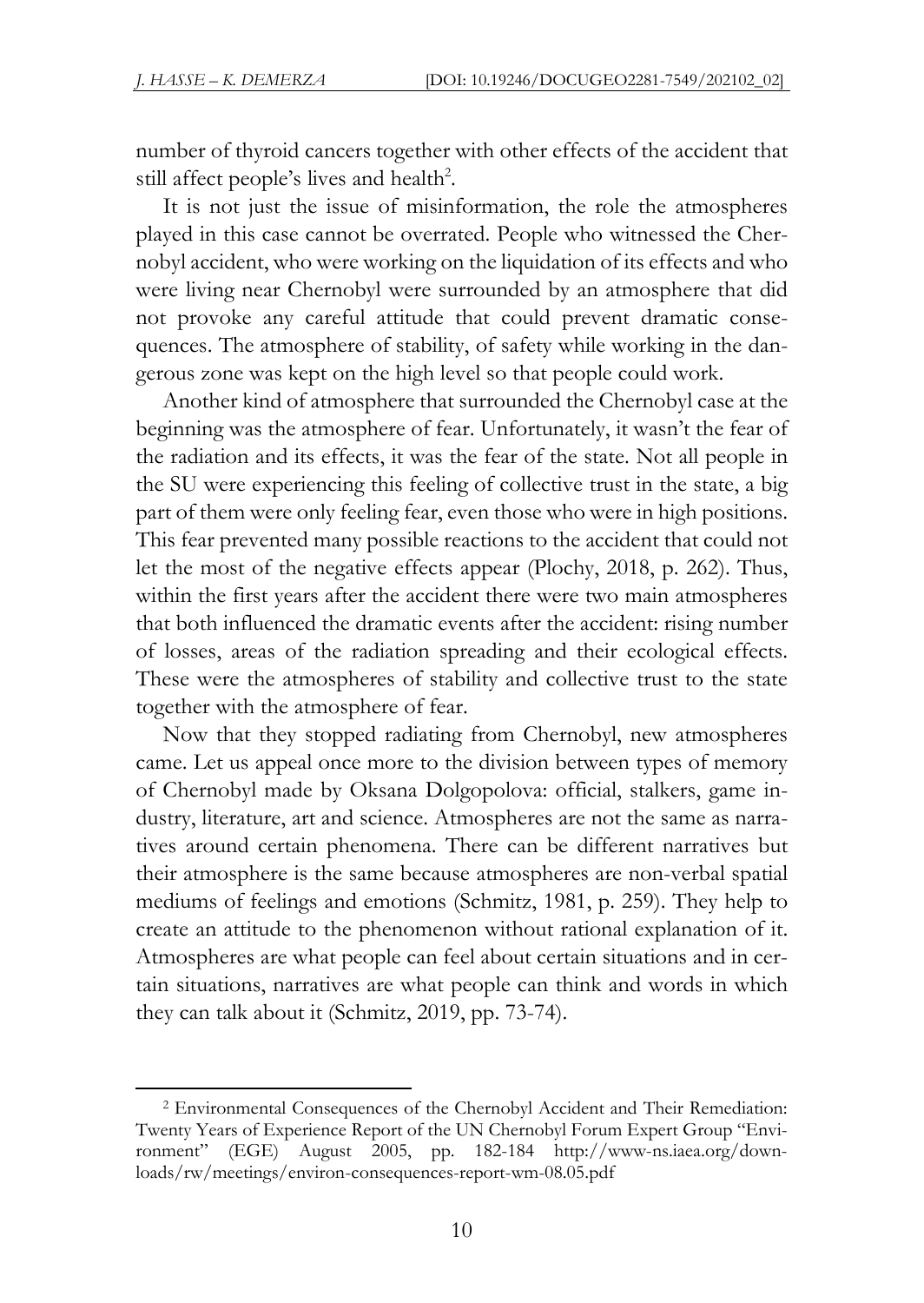number of thyroid cancers together with other effects of the accident that still affect people's lives and health[2].

It is not just the issue of misinformation, the role the atmospheres played in this case cannot be overrated. People who witnessed the Chernobyl accident, who were working on the liquidation of its effects and who were living near Chernobyl were surrounded by an atmosphere that did not provoke any careful attitude that could prevent dramatic consequences. The atmosphere of stability, of safety while working in the dangerous zone was kept on the high level so that people could work.

Another kind of atmosphere that surrounded the Chernobyl case at the beginning was the atmosphere of fear. Unfortunately, it wasn't the fear of the radiation and its effects, it was the fear of the state. Not all people in the SU were experiencing this feeling of collective trust in the state, a big part of them were only feeling fear, even those who were in high positions. This fear prevented many possible reactions to the accident that could not let the most of the negative effects appear (Plochy, 2018, p. 262). Thus, within the first years after the accident there were two main atmospheres that both influenced the dramatic events after the accident: rising number of losses, areas of the radiation spreading and their ecological effects. These were the atmospheres of stability and collective trust to the state together with the atmosphere of fear.

Now that they stopped radiating from Chernobyl, new atmospheres came. Let us appeal once more to the division between types of memory of Chernobyl made by Oksana Dolgopolova: official, stalkers, game industry, literature, art and science. Atmospheres are not the same as narratives around certain phenomena. There can be different narratives but their atmosphere is the same because atmospheres are non-verbal spatial mediums of feelings and emotions (Schmitz, 1981, p. 259). They help to create an attitude to the phenomenon without rational explanation of it. Atmospheres are what people can feel about certain situations and in certain situations, narratives are what people can think and words in which they can talk about it (Schmitz, 2019, pp. 73-74).

---

[2] Environmental Consequences of the Chernobyl Accident and Their Remediation: Twenty Years of Experience Report of the UN Chernobyl Forum Expert Group "Environment" (EGE) August 2005, pp. 182-184 http://www-ns.iaea.org/downloads/rw/meetings/environ-consequences-report-wm-08.05.pdf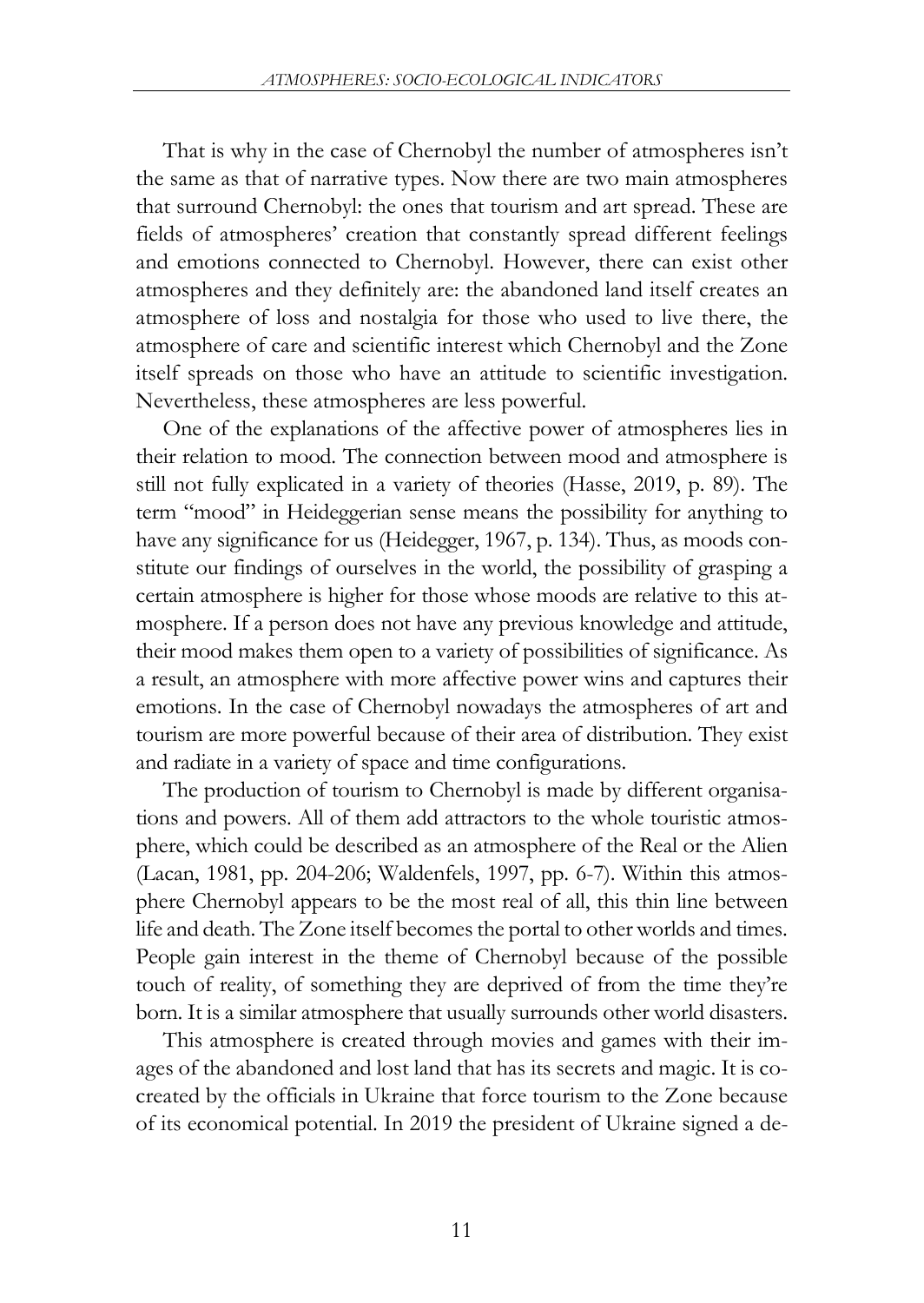That is why in the case of Chernobyl the number of atmospheres isn't the same as that of narrative types. Now there are two main atmospheres that surround Chernobyl: the ones that tourism and art spread. These are fields of atmospheres' creation that constantly spread different feelings and emotions connected to Chernobyl. However, there can exist other atmospheres and they definitely are: the abandoned land itself creates an atmosphere of loss and nostalgia for those who used to live there, the atmosphere of care and scientific interest which Chernobyl and the Zone itself spreads on those who have an attitude to scientific investigation. Nevertheless, these atmospheres are less powerful.

One of the explanations of the affective power of atmospheres lies in their relation to mood. The connection between mood and atmosphere is still not fully explicated in a variety of theories (Hasse, 2019, p. 89). The term "mood" in Heideggerian sense means the possibility for anything to have any significance for us (Heidegger, 1967, p. 134). Thus, as moods constitute our findings of ourselves in the world, the possibility of grasping a certain atmosphere is higher for those whose moods are relative to this atmosphere. If a person does not have any previous knowledge and attitude, their mood makes them open to a variety of possibilities of significance. As a result, an atmosphere with more affective power wins and captures their emotions. In the case of Chernobyl nowadays the atmospheres of art and tourism are more powerful because of their area of distribution. They exist and radiate in a variety of space and time configurations.

The production of tourism to Chernobyl is made by different organisations and powers. All of them add attractors to the whole touristic atmosphere, which could be described as an atmosphere of the Real or the Alien (Lacan, 1981, pp. 204-206; Waldenfels, 1997, pp. 6-7). Within this atmosphere Chernobyl appears to be the most real of all, this thin line between life and death. The Zone itself becomes the portal to other worlds and times. People gain interest in the theme of Chernobyl because of the possible touch of reality, of something they are deprived of from the time they're born. It is a similar atmosphere that usually surrounds other world disasters.

This atmosphere is created through movies and games with their images of the abandoned and lost land that has its secrets and magic. It is co-created by the officials in Ukraine that force tourism to the Zone because of its economical potential. In 2019 the president of Ukraine signed a de-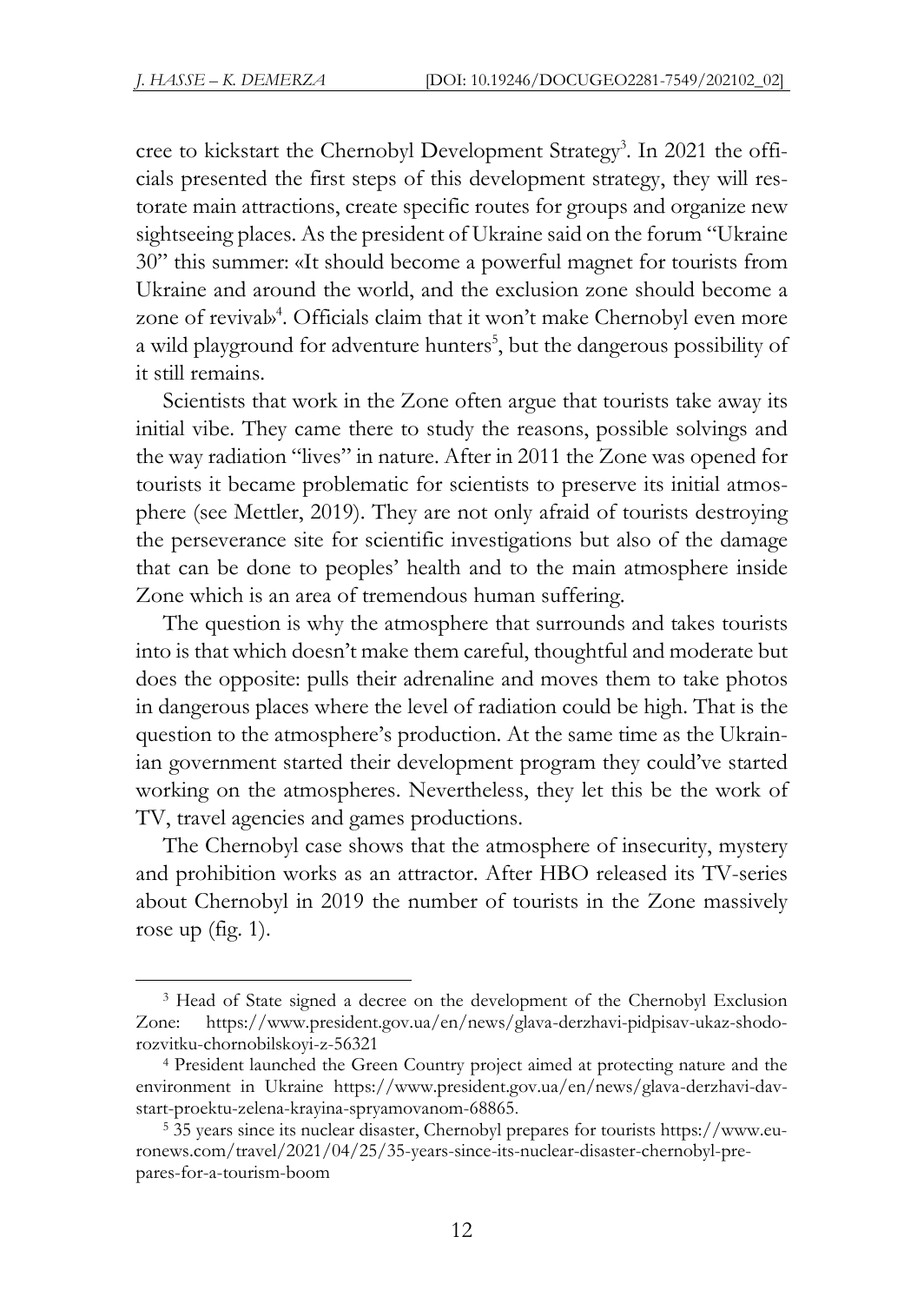cree to kickstart the Chernobyl Development Strategy[3]. In 2021 the officials presented the first steps of this development strategy, they will restorate main attractions, create specific routes for groups and organize new sightseeing places. As the president of Ukraine said on the forum "Ukraine 30" this summer: «It should become a powerful magnet for tourists from Ukraine and around the world, and the exclusion zone should become a zone of revival»[4]. Officials claim that it won't make Chernobyl even more a wild playground for adventure hunters[5], but the dangerous possibility of it still remains.

Scientists that work in the Zone often argue that tourists take away its initial vibe. They came there to study the reasons, possible solvings and the way radiation "lives" in nature. After in 2011 the Zone was opened for tourists it became problematic for scientists to preserve its initial atmosphere (see Mettler, 2019). They are not only afraid of tourists destroying the perseverance site for scientific investigations but also of the damage that can be done to peoples' health and to the main atmosphere inside Zone which is an area of tremendous human suffering.

The question is why the atmosphere that surrounds and takes tourists into is that which doesn't make them careful, thoughtful and moderate but does the opposite: pulls their adrenaline and moves them to take photos in dangerous places where the level of radiation could be high. That is the question to the atmosphere's production. At the same time as the Ukrainian government started their development program they could've started working on the atmospheres. Nevertheless, they let this be the work of TV, travel agencies and games productions.

The Chernobyl case shows that the atmosphere of insecurity, mystery and prohibition works as an attractor. After HBO released its TV-series about Chernobyl in 2019 the number of tourists in the Zone massively rose up (fig. 1).

---

[3] Head of State signed a decree on the development of the Chernobyl Exclusion Zone: https://www.president.gov.ua/en/news/glava-derzhavi-pidpisav-ukaz-shodo-rozvitku-chornobilskoyi-z-56321

[4] President launched the Green Country project aimed at protecting nature and the environment in Ukraine https://www.president.gov.ua/en/news/glava-derzhavi-dav-start-proektu-zelena-krayina-spryamovanom-68865.

[5] 35 years since its nuclear disaster, Chernobyl prepares for tourists https://www.euronews.com/travel/2021/04/25/35-years-since-its-nuclear-disaster-chernobyl-prepares-for-a-tourism-boom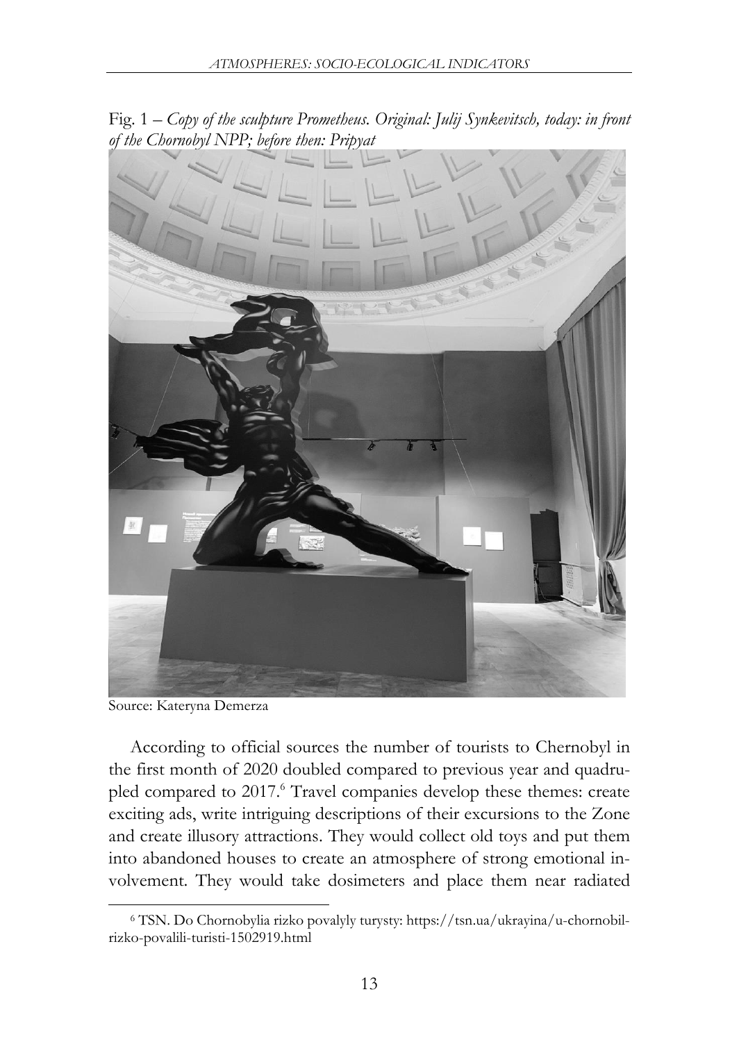Fig. 1 – *Copy of the sculpture Prometheus. Original: Julij Synkevitsch, today: in front of the Chornobyl NPP; before then: Pripyat*

Source: Kateryna Demerza

According to official sources the number of tourists to Chernobyl in the first month of 2020 doubled compared to previous year and quadrupled compared to 2017.[6] Travel companies develop these themes: create exciting ads, write intriguing descriptions of their excursions to the Zone and create illusory attractions. They would collect old toys and put them into abandoned houses to create an atmosphere of strong emotional involvement. They would take dosimeters and place them near radiated

[6] TSN. Do Chornobylia rizko povalyly turysty: https://tsn.ua/ukrayina/u-chornobil-rizko-povalili-turisti-1502919.html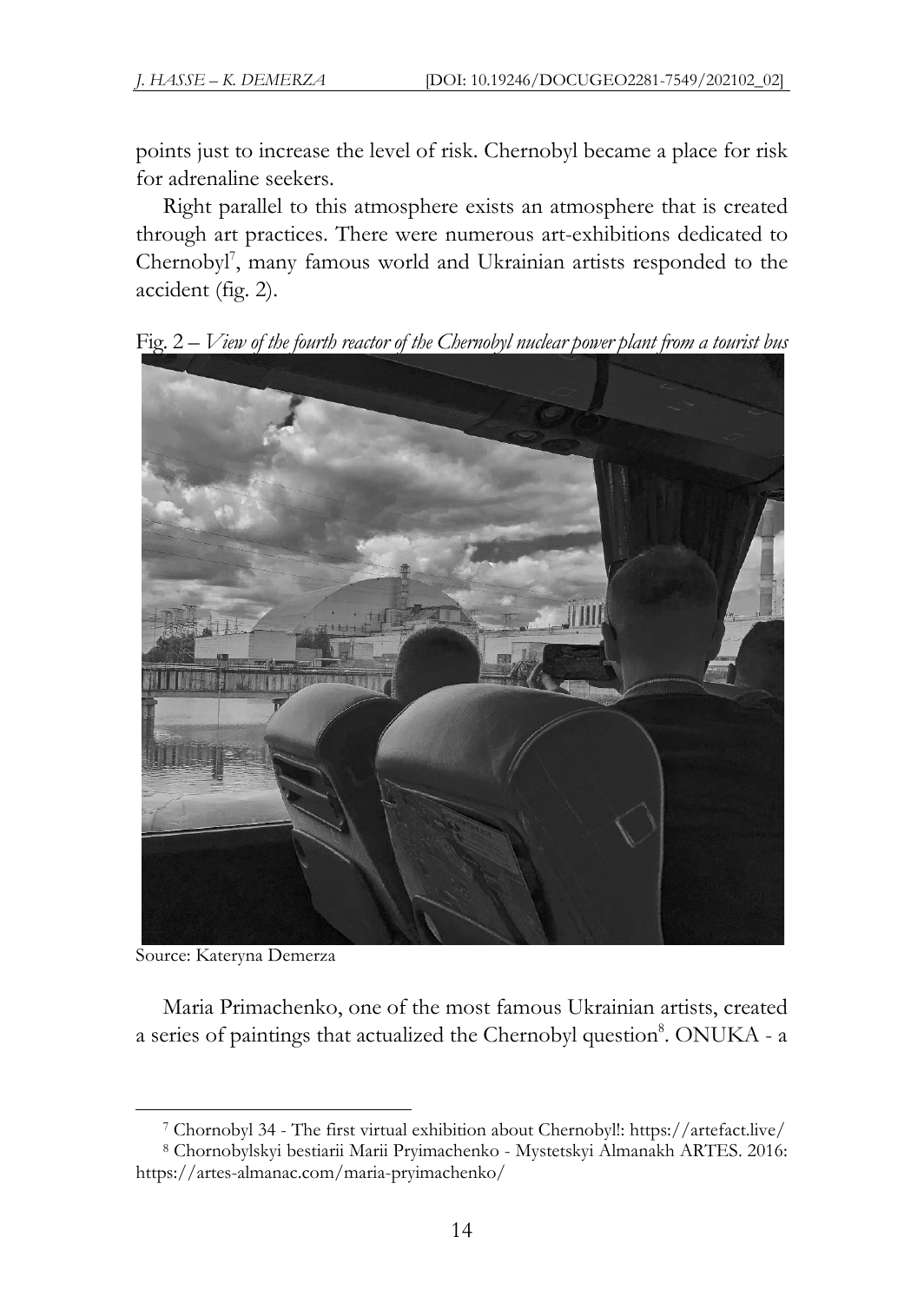points just to increase the level of risk. Chernobyl became a place for risk for adrenaline seekers.

Right parallel to this atmosphere exists an atmosphere that is created through art practices. There were numerous art-exhibitions dedicated to Chernobyl[7], many famous world and Ukrainian artists responded to the accident (fig. 2).

Fig. 2 – *View of the fourth reactor of the Chernobyl nuclear power plant from a tourist bus*

Source: Kateryna Demerza

Maria Primachenko, one of the most famous Ukrainian artists, created a series of paintings that actualized the Chernobyl question[8]. ONUKA - a

---

[7] Chornobyl 34 - The first virtual exhibition about Chernobyl!: https://artefact.live/

[8] Chornobylskyi bestiarii Marii Pryimachenko - Mystetskyi Almanakh ARTES. 2016: https://artes-almanac.com/maria-pryimachenko/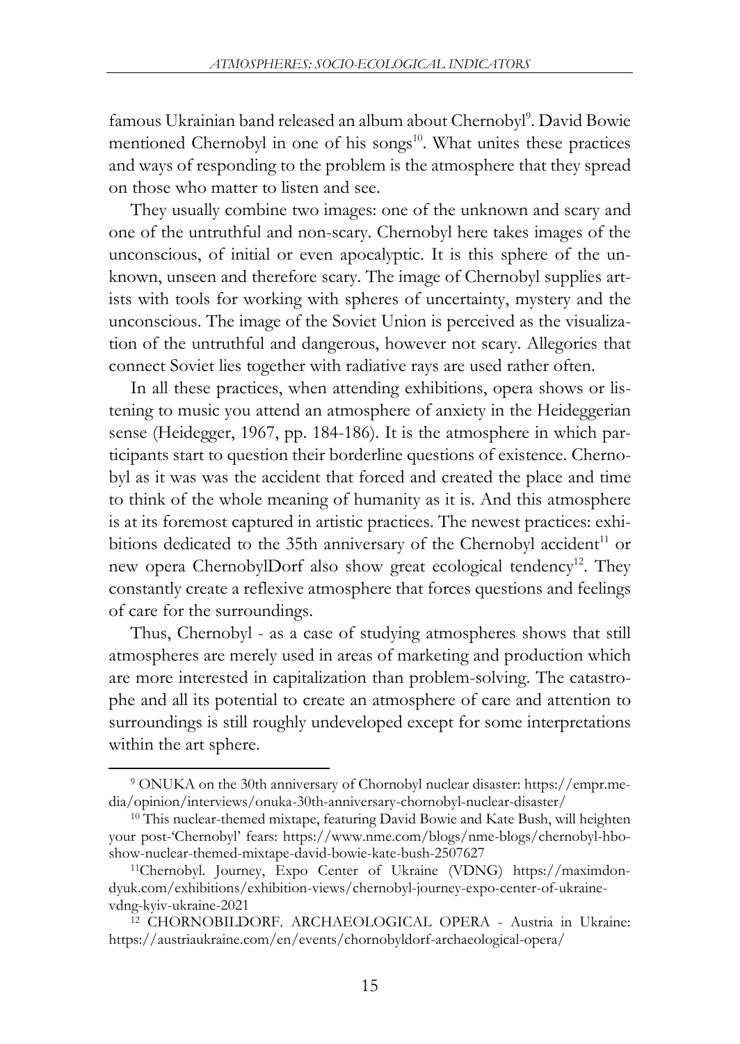famous Ukrainian band released an album about Chernobyl[9]. David Bowie mentioned Chernobyl in one of his songs[10]. What unites these practices and ways of responding to the problem is the atmosphere that they spread on those who matter to listen and see.

They usually combine two images: one of the unknown and scary and one of the untruthful and non-scary. Chernobyl here takes images of the unconscious, of initial or even apocalyptic. It is this sphere of the unknown, unseen and therefore scary. The image of Chernobyl supplies artists with tools for working with spheres of uncertainty, mystery and the unconscious. The image of the Soviet Union is perceived as the visualization of the untruthful and dangerous, however not scary. Allegories that connect Soviet lies together with radiative rays are used rather often.

In all these practices, when attending exhibitions, opera shows or listening to music you attend an atmosphere of anxiety in the Heideggerian sense (Heidegger, 1967, pp. 184-186). It is the atmosphere in which participants start to question their borderline questions of existence. Chernobyl as it was was the accident that forced and created the place and time to think of the whole meaning of humanity as it is. And this atmosphere is at its foremost captured in artistic practices. The newest practices: exhibitions dedicated to the 35th anniversary of the Chernobyl accident[11] or new opera ChernobylDorf also show great ecological tendency[12]. They constantly create a reflexive atmosphere that forces questions and feelings of care for the surroundings.

Thus, Chernobyl - as a case of studying atmospheres shows that still atmospheres are merely used in areas of marketing and production which are more interested in capitalization than problem-solving. The catastrophe and all its potential to create an atmosphere of care and attention to surroundings is still roughly undeveloped except for some interpretations within the art sphere.

---

[9] ONUKA on the 30th anniversary of Chornobyl nuclear disaster: https://empr.media/opinion/interviews/onuka-30th-anniversary-chornobyl-nuclear-disaster/

[10] This nuclear-themed mixtape, featuring David Bowie and Kate Bush, will heighten your post-'Chernobyl' fears: https://www.nme.com/blogs/nme-blogs/chernobyl-hbo-show-nuclear-themed-mixtape-david-bowie-kate-bush-2507627

[11] Chernobyl. Journey, Expo Center of Ukraine (VDNG) https://maximdondyuk.com/exhibitions/exhibition-views/chernobyl-journey-expo-center-of-ukraine-vdng-kyiv-ukraine-2021

[12] CHORNOBILDORF. ARCHAEOLOGICAL OPERA - Austria in Ukraine: https://austriaukraine.com/en/events/chornobyldorf-archaeological-opera/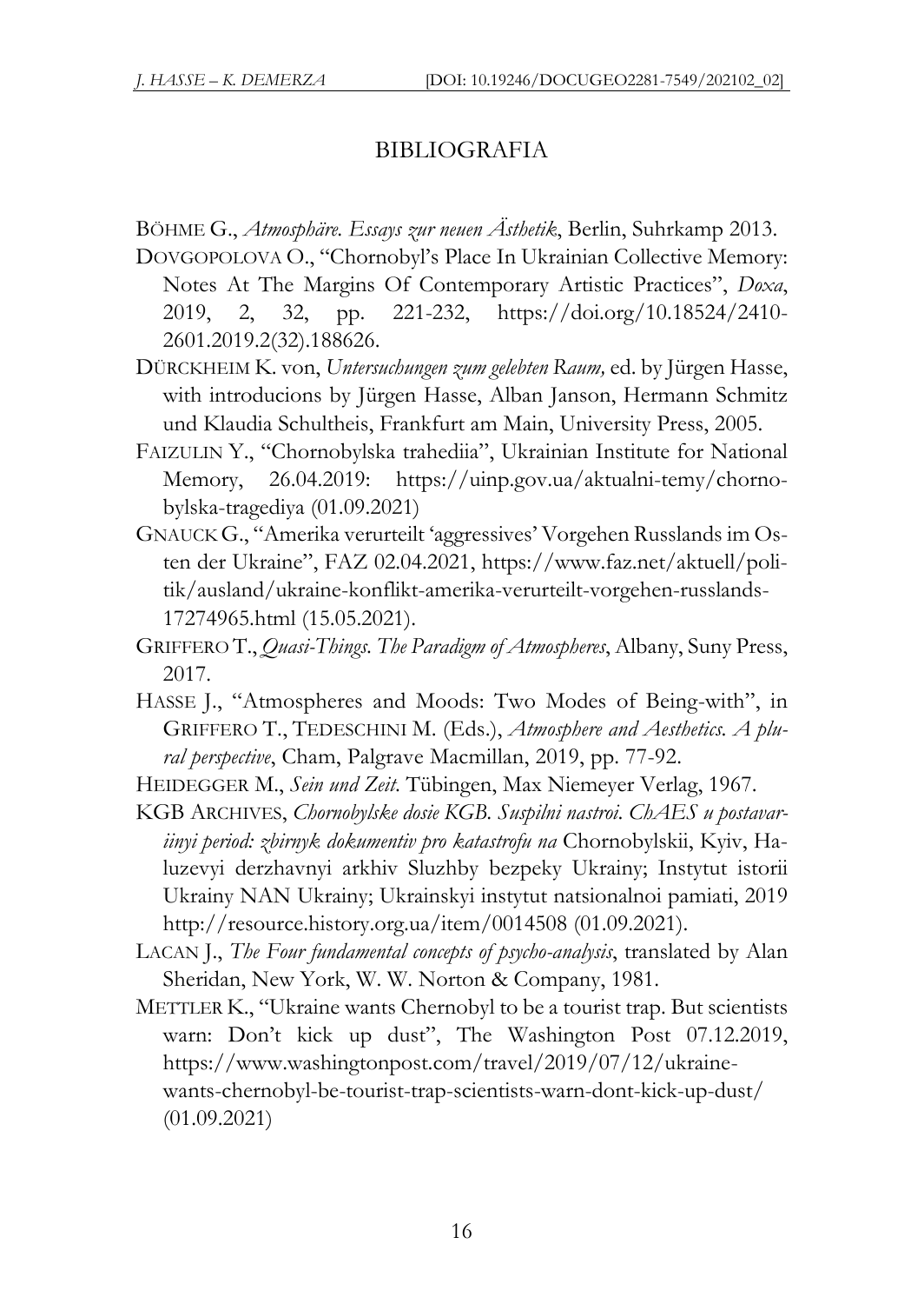## BIBLIOGRAFIA

BÖHME G., *Atmosphäre. Essays zur neuen Ästhetik*, Berlin, Suhrkamp 2013.

DOVGOPOLOVA O., "Chornobyl's Place In Ukrainian Collective Memory: Notes At The Margins Of Contemporary Artistic Practices", *Doxa*, 2019, 2, 32, pp. 221-232, https://doi.org/10.18524/2410-2601.2019.2(32).188626.

DÜRCKHEIM K. von, *Untersuchungen zum gelebten Raum,* ed. by Jürgen Hasse, with introducions by Jürgen Hasse, Alban Janson, Hermann Schmitz und Klaudia Schultheis, Frankfurt am Main, University Press, 2005.

FAIZULIN Y., "Chornobylska trahediia", Ukrainian Institute for National Memory, 26.04.2019: https://uinp.gov.ua/aktualni-temy/chornobylska-tragediya (01.09.2021)

GNAUCK G., "Amerika verurteilt 'aggressives' Vorgehen Russlands im Osten der Ukraine", FAZ 02.04.2021, https://www.faz.net/aktuell/politik/ausland/ukraine-konflikt-amerika-verurteilt-vorgehen-russlands-17274965.html (15.05.2021).

GRIFFERO T., *Quasi-Things. The Paradigm of Atmospheres*, Albany, Suny Press, 2017.

HASSE J., "Atmospheres and Moods: Two Modes of Being-with", in GRIFFERO T., TEDESCHINI M. (Eds.), *Atmosphere and Aesthetics. A plural perspective*, Cham, Palgrave Macmillan, 2019, pp. 77-92.

HEIDEGGER M., *Sein und Zeit*. Tübingen, Max Niemeyer Verlag, 1967.

KGB ARCHIVES, *Chornobylske dosie KGB. Suspilni nastroi. ChAES u postavariinyi period: zbirnyk dokumentiv pro katastrofu na* Chornobylskii, Kyiv, Haluzevyi derzhavnyi arkhiv Sluzhby bezpeky Ukrainy; Instytut istorii Ukrainy NAN Ukrainy; Ukrainskyi instytut natsionalnoi pamiati, 2019 http://resource.history.org.ua/item/0014508 (01.09.2021).

LACAN J., *The Four fundamental concepts of psycho-analysis*, translated by Alan Sheridan, New York, W. W. Norton & Company, 1981.

METTLER K., "Ukraine wants Chernobyl to be a tourist trap. But scientists warn: Don't kick up dust", The Washington Post 07.12.2019, https://www.washingtonpost.com/travel/2019/07/12/ukraine-wants-chernobyl-be-tourist-trap-scientists-warn-dont-kick-up-dust/ (01.09.2021)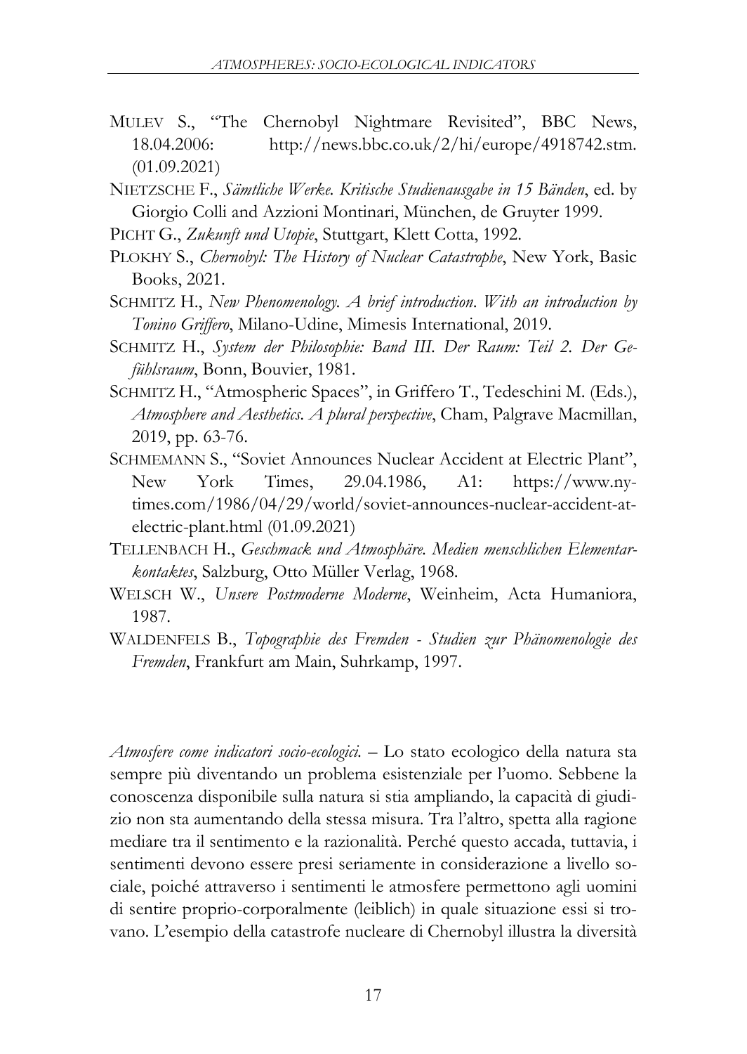MULEV S., "The Chernobyl Nightmare Revisited", BBC News, 18.04.2006: http://news.bbc.co.uk/2/hi/europe/4918742.stm. (01.09.2021)

NIETZSCHE F., *Sämtliche Werke. Kritische Studienausgabe in 15 Bänden*, ed. by Giorgio Colli and Azzioni Montinari, München, de Gruyter 1999.

PICHT G., *Zukunft und Utopie*, Stuttgart, Klett Cotta, 1992.

PLOKHY S., *Chernobyl: The History of Nuclear Catastrophe*, New York, Basic Books, 2021.

SCHMITZ H., *New Phenomenology. A brief introduction. With an introduction by Tonino Griffero*, Milano-Udine, Mimesis International, 2019.

SCHMITZ H., *System der Philosophie: Band III. Der Raum: Teil 2. Der Gefühlsraum*, Bonn, Bouvier, 1981.

SCHMITZ H., "Atmospheric Spaces", in Griffero T., Tedeschini M. (Eds.), *Atmosphere and Aesthetics. A plural perspective*, Cham, Palgrave Macmillan, 2019, pp. 63-76.

SCHMEMANN S., "Soviet Announces Nuclear Accident at Electric Plant", New York Times, 29.04.1986, A1: https://www.nytimes.com/1986/04/29/world/soviet-announces-nuclear-accident-at-electric-plant.html (01.09.2021)

TELLENBACH H., *Geschmack und Atmosphäre. Medien menschlichen Elementarkontaktes*, Salzburg, Otto Müller Verlag, 1968.

WELSCH W., *Unsere Postmoderne Moderne*, Weinheim, Acta Humaniora, 1987.

WALDENFELS B., *Topographie des Fremden - Studien zur Phänomenologie des Fremden*, Frankfurt am Main, Suhrkamp, 1997.

*Atmosfere come indicatori socio-ecologici.* – Lo stato ecologico della natura sta sempre più diventando un problema esistenziale per l'uomo. Sebbene la conoscenza disponibile sulla natura si stia ampliando, la capacità di giudizio non sta aumentando della stessa misura. Tra l'altro, spetta alla ragione mediare tra il sentimento e la razionalità. Perché questo accada, tuttavia, i sentimenti devono essere presi seriamente in considerazione a livello sociale, poiché attraverso i sentimenti le atmosfere permettono agli uomini di sentire proprio-corporalmente (leiblich) in quale situazione essi si trovano. L'esempio della catastrofe nucleare di Chernobyl illustra la diversità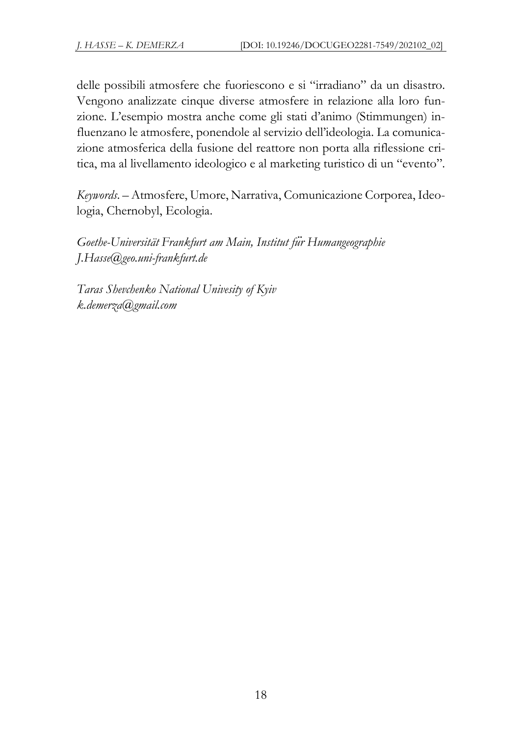delle possibili atmosfere che fuoriescono e si "irradiano" da un disastro. Vengono analizzate cinque diverse atmosfere in relazione alla loro funzione. L'esempio mostra anche come gli stati d'animo (Stimmungen) influenzano le atmosfere, ponendole al servizio dell'ideologia. La comunicazione atmosferica della fusione del reattore non porta alla riflessione critica, ma al livellamento ideologico e al marketing turistico di un "evento".

*Keywords.* – Atmosfere, Umore, Narrativa, Comunicazione Corporea, Ideologia, Chernobyl, Ecologia.

*Goethe-Universität Frankfurt am Main, Institut für Humangeographie*
*J.Hasse@geo.uni-frankfurt.de*

*Taras Shevchenko National Univesity of Kyiv*
*k.demerza@gmail.com*